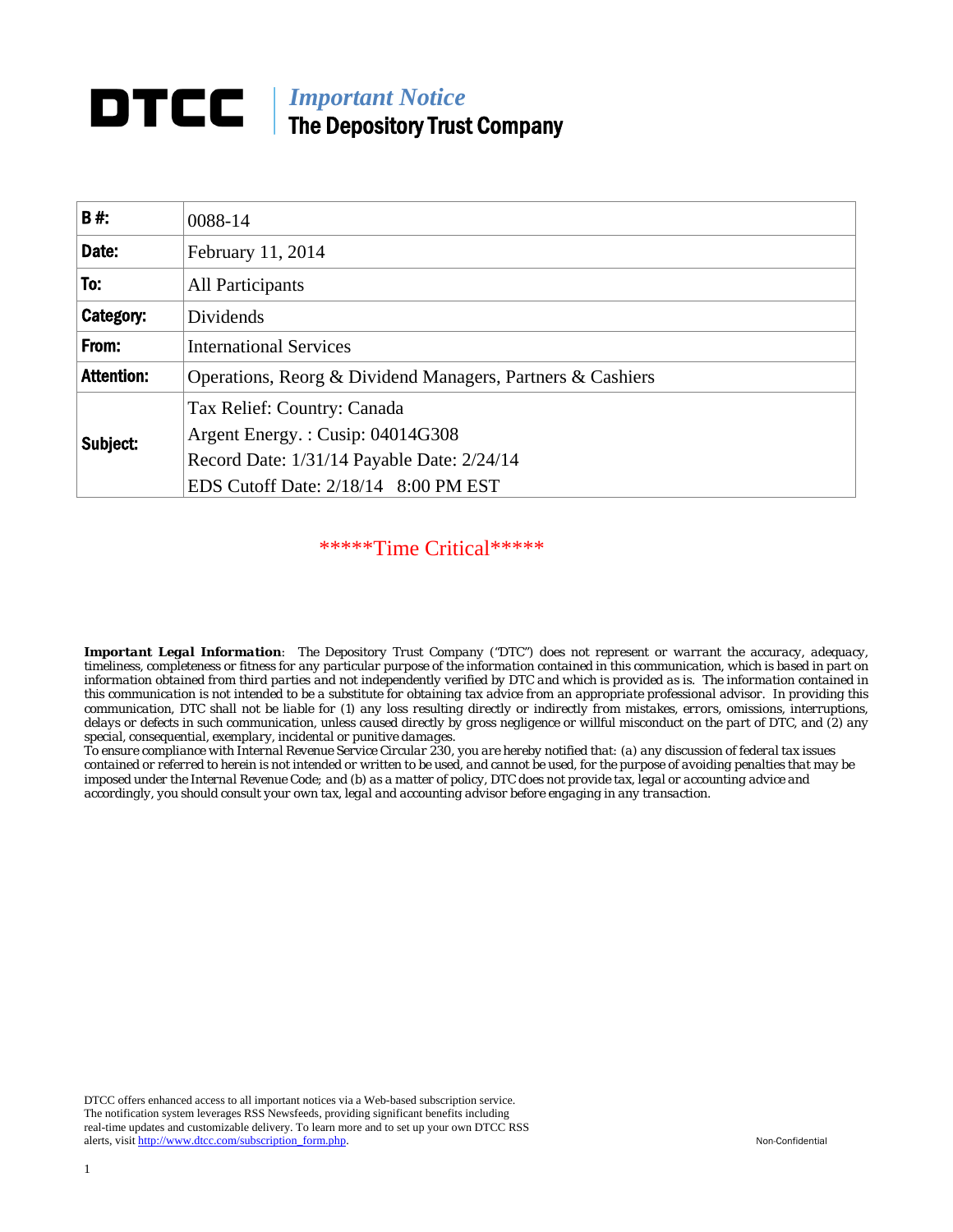# DTCC

*Important Notice*
**The Depository Trust Company**

| | |
|---|---|
| **B #:** | 0088-14 |
| **Date:** | February 11, 2014 |
| **To:** | All Participants |
| **Category:** | Dividends |
| **From:** | International Services |
| **Attention:** | Operations, Reorg & Dividend Managers, Partners & Cashiers |
| **Subject:** | Tax Relief: Country: Canada<br>Argent Energy. : Cusip: 04014G308<br>Record Date: 1/31/14 Payable Date: 2/24/14<br>EDS Cutoff Date: 2/18/14 8:00 PM EST |

*****Time Critical*****

***Important Legal Information***: The Depository Trust Company ("DTC") does not represent or warrant the accuracy, adequacy, timeliness, completeness or fitness for any particular purpose of the information contained in this communication, which is based in part on information obtained from third parties and not independently verified by DTC and which is provided as is. The information contained in this communication is not intended to be a substitute for obtaining tax advice from an appropriate professional advisor. In providing this communication, DTC shall not be liable for (1) any loss resulting directly or indirectly from mistakes, errors, omissions, interruptions, delays or defects in such communication, unless caused directly by gross negligence or willful misconduct on the part of DTC, and (2) any special, consequential, exemplary, incidental or punitive damages.
To ensure compliance with Internal Revenue Service Circular 230, you are hereby notified that: (a) any discussion of federal tax issues contained or referred to herein is not intended or written to be used, and cannot be used, for the purpose of avoiding penalties that may be imposed under the Internal Revenue Code; and (b) as a matter of policy, DTC does not provide tax, legal or accounting advice and accordingly, you should consult your own tax, legal and accounting advisor before engaging in any transaction.

DTCC offers enhanced access to all important notices via a Web-based subscription service. The notification system leverages RSS Newsfeeds, providing significant benefits including real-time updates and customizable delivery. To learn more and to set up your own DTCC RSS alerts, visit http://www.dtcc.com/subscription_form.php.

Non-Confidential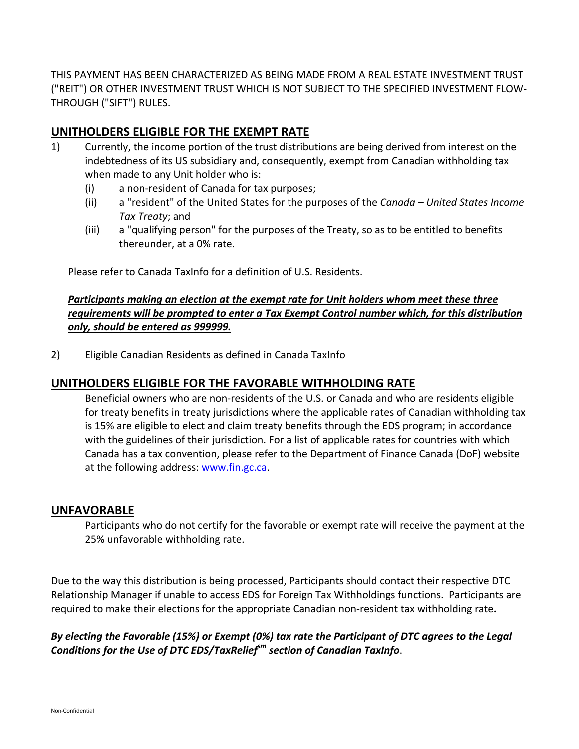THIS PAYMENT HAS BEEN CHARACTERIZED AS BEING MADE FROM A REAL ESTATE INVESTMENT TRUST ("REIT") OR OTHER INVESTMENT TRUST WHICH IS NOT SUBJECT TO THE SPECIFIED INVESTMENT FLOW-THROUGH ("SIFT") RULES.

## UNITHOLDERS ELIGIBLE FOR THE EXEMPT RATE

1) Currently, the income portion of the trust distributions are being derived from interest on the indebtedness of its US subsidiary and, consequently, exempt from Canadian withholding tax when made to any Unit holder who is:
   - (i) a non-resident of Canada for tax purposes;
   - (ii) a "resident" of the United States for the purposes of the *Canada – United States Income Tax Treaty*; and
   - (iii) a "qualifying person" for the purposes of the Treaty, so as to be entitled to benefits thereunder, at a 0% rate.

   Please refer to Canada TaxInfo for a definition of U.S. Residents.

   ***Participants making an election at the exempt rate for Unit holders whom meet these three requirements will be prompted to enter a Tax Exempt Control number which, for this distribution only, should be entered as 999999.***

2) Eligible Canadian Residents as defined in Canada TaxInfo

## UNITHOLDERS ELIGIBLE FOR THE FAVORABLE WITHHOLDING RATE

Beneficial owners who are non-residents of the U.S. or Canada and who are residents eligible for treaty benefits in treaty jurisdictions where the applicable rates of Canadian withholding tax is 15% are eligible to elect and claim treaty benefits through the EDS program; in accordance with the guidelines of their jurisdiction. For a list of applicable rates for countries with which Canada has a tax convention, please refer to the Department of Finance Canada (DoF) website at the following address: www.fin.gc.ca.

## UNFAVORABLE

Participants who do not certify for the favorable or exempt rate will receive the payment at the 25% unfavorable withholding rate.

Due to the way this distribution is being processed, Participants should contact their respective DTC Relationship Manager if unable to access EDS for Foreign Tax Withholdings functions. Participants are required to make their elections for the appropriate Canadian non-resident tax withholding rate**.**

***By electing the Favorable (15%) or Exempt (0%) tax rate the Participant of DTC agrees to the Legal Conditions for the Use of DTC EDS/TaxRelief[sm] section of Canadian TaxInfo***.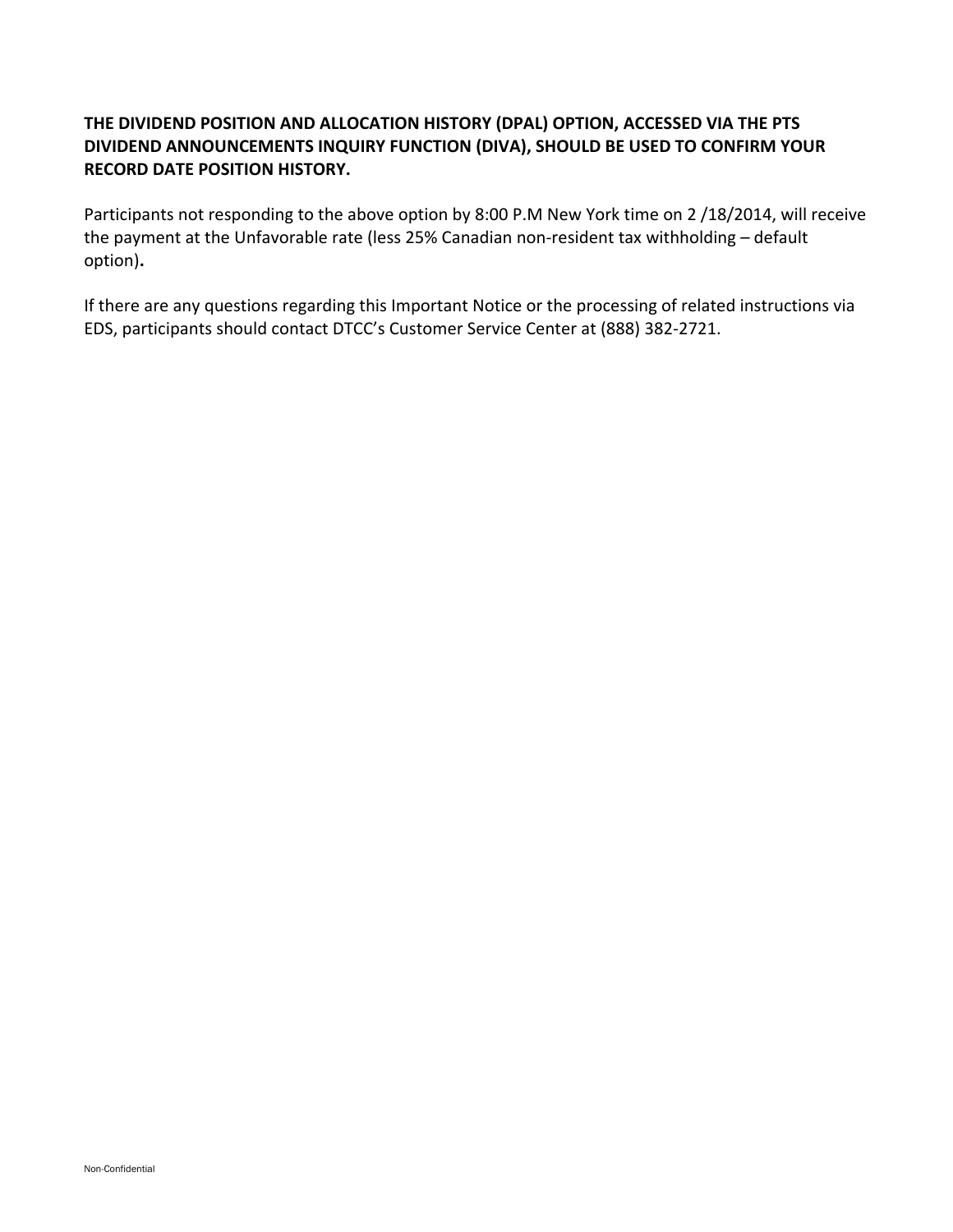**THE DIVIDEND POSITION AND ALLOCATION HISTORY (DPAL) OPTION, ACCESSED VIA THE PTS DIVIDEND ANNOUNCEMENTS INQUIRY FUNCTION (DIVA), SHOULD BE USED TO CONFIRM YOUR RECORD DATE POSITION HISTORY.**

Participants not responding to the above option by 8:00 P.M New York time on 2 /18/2014, will receive the payment at the Unfavorable rate (less 25% Canadian non-resident tax withholding – default option)**.**

If there are any questions regarding this Important Notice or the processing of related instructions via EDS, participants should contact DTCC's Customer Service Center at (888) 382-2721.

Non-Confidential